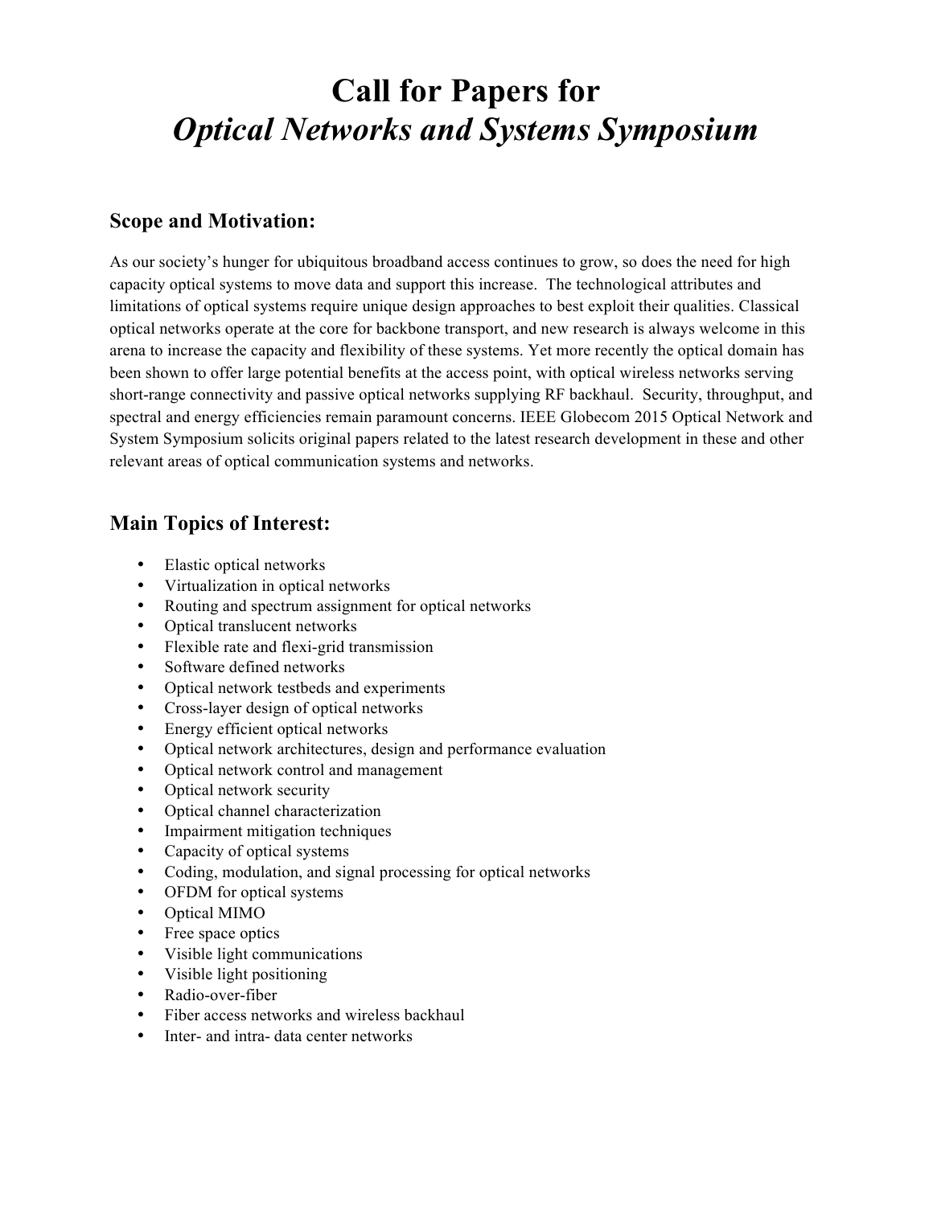# Call for Papers for
# *Optical Networks and Systems Symposium*

## Scope and Motivation:

As our society's hunger for ubiquitous broadband access continues to grow, so does the need for high capacity optical systems to move data and support this increase. The technological attributes and limitations of optical systems require unique design approaches to best exploit their qualities. Classical optical networks operate at the core for backbone transport, and new research is always welcome in this arena to increase the capacity and flexibility of these systems. Yet more recently the optical domain has been shown to offer large potential benefits at the access point, with optical wireless networks serving short-range connectivity and passive optical networks supplying RF backhaul. Security, throughput, and spectral and energy efficiencies remain paramount concerns. IEEE Globecom 2015 Optical Network and System Symposium solicits original papers related to the latest research development in these and other relevant areas of optical communication systems and networks.

## Main Topics of Interest:

- Elastic optical networks
- Virtualization in optical networks
- Routing and spectrum assignment for optical networks
- Optical translucent networks
- Flexible rate and flexi-grid transmission
- Software defined networks
- Optical network testbeds and experiments
- Cross-layer design of optical networks
- Energy efficient optical networks
- Optical network architectures, design and performance evaluation
- Optical network control and management
- Optical network security
- Optical channel characterization
- Impairment mitigation techniques
- Capacity of optical systems
- Coding, modulation, and signal processing for optical networks
- OFDM for optical systems
- Optical MIMO
- Free space optics
- Visible light communications
- Visible light positioning
- Radio-over-fiber
- Fiber access networks and wireless backhaul
- Inter- and intra- data center networks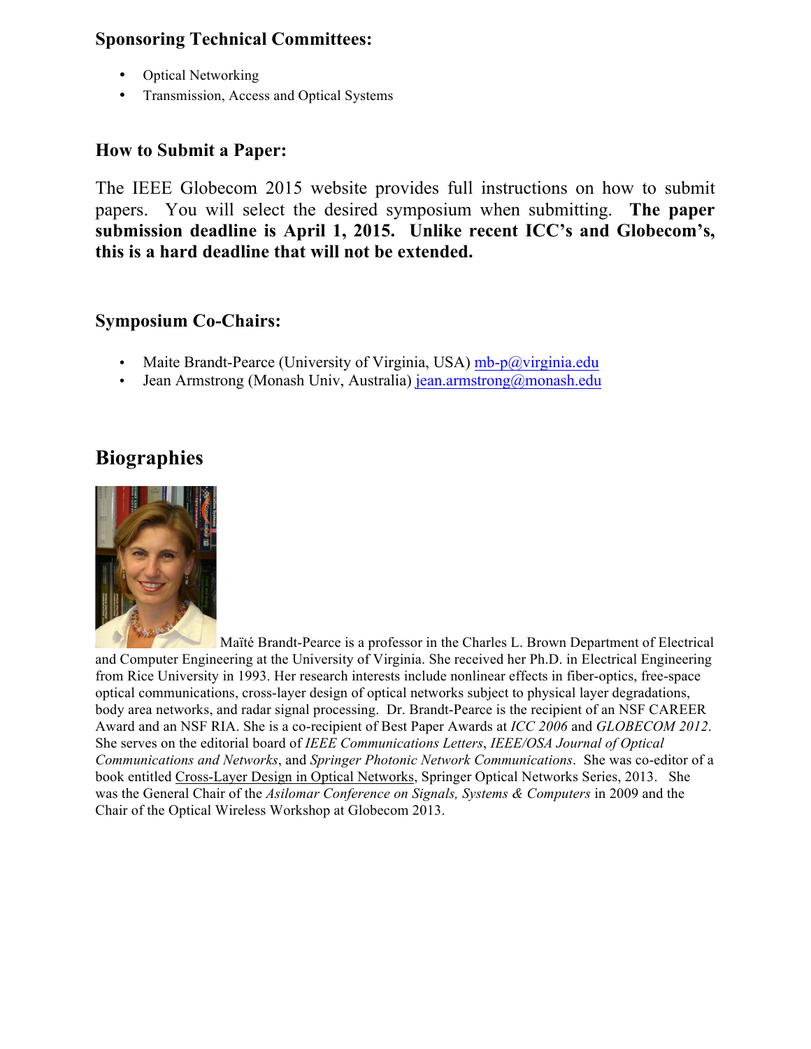### Sponsoring Technical Committees:

- Optical Networking
- Transmission, Access and Optical Systems

### How to Submit a Paper:

The IEEE Globecom 2015 website provides full instructions on how to submit papers. You will select the desired symposium when submitting. **The paper submission deadline is April 1, 2015. Unlike recent ICC's and Globecom's, this is a hard deadline that will not be extended.**

### Symposium Co-Chairs:

- Maite Brandt-Pearce (University of Virginia, USA) mb-p@virginia.edu
- Jean Armstrong (Monash Univ, Australia) jean.armstrong@monash.edu

## Biographies

Maïté Brandt-Pearce is a professor in the Charles L. Brown Department of Electrical and Computer Engineering at the University of Virginia. She received her Ph.D. in Electrical Engineering from Rice University in 1993. Her research interests include nonlinear effects in fiber-optics, free-space optical communications, cross-layer design of optical networks subject to physical layer degradations, body area networks, and radar signal processing. Dr. Brandt-Pearce is the recipient of an NSF CAREER Award and an NSF RIA. She is a co-recipient of Best Paper Awards at *ICC 2006* and *GLOBECOM 2012*. She serves on the editorial board of *IEEE Communications Letters*, *IEEE/OSA Journal of Optical Communications and Networks*, and *Springer Photonic Network Communications*. She was co-editor of a book entitled Cross-Layer Design in Optical Networks, Springer Optical Networks Series, 2013. She was the General Chair of the *Asilomar Conference on Signals, Systems & Computers* in 2009 and the Chair of the Optical Wireless Workshop at Globecom 2013.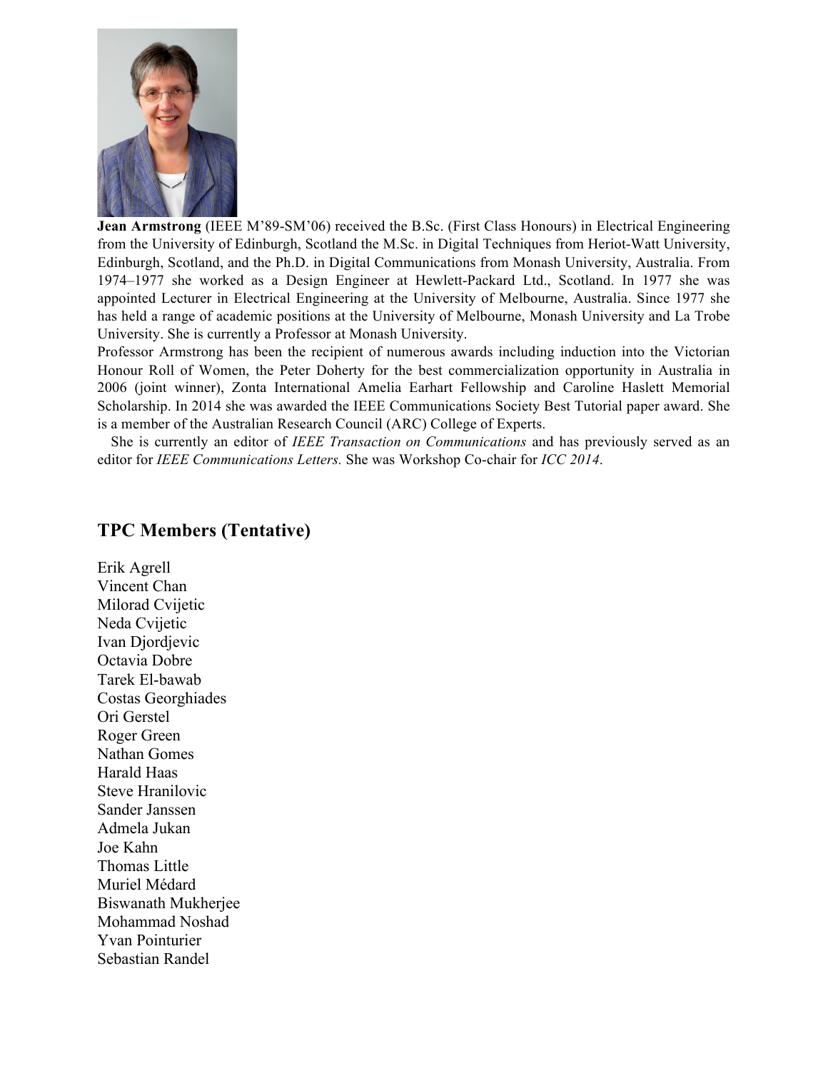**Jean Armstrong** (IEEE M'89-SM'06) received the B.Sc. (First Class Honours) in Electrical Engineering from the University of Edinburgh, Scotland the M.Sc. in Digital Techniques from Heriot-Watt University, Edinburgh, Scotland, and the Ph.D. in Digital Communications from Monash University, Australia. From 1974–1977 she worked as a Design Engineer at Hewlett-Packard Ltd., Scotland. In 1977 she was appointed Lecturer in Electrical Engineering at the University of Melbourne, Australia. Since 1977 she has held a range of academic positions at the University of Melbourne, Monash University and La Trobe University. She is currently a Professor at Monash University.

Professor Armstrong has been the recipient of numerous awards including induction into the Victorian Honour Roll of Women, the Peter Doherty for the best commercialization opportunity in Australia in 2006 (joint winner), Zonta International Amelia Earhart Fellowship and Caroline Haslett Memorial Scholarship. In 2014 she was awarded the IEEE Communications Society Best Tutorial paper award. She is a member of the Australian Research Council (ARC) College of Experts.

She is currently an editor of *IEEE Transaction on Communications* and has previously served as an editor for *IEEE Communications Letters.* She was Workshop Co-chair for *ICC 2014*.

## TPC Members (Tentative)

Erik Agrell
Vincent Chan
Milorad Cvijetic
Neda Cvijetic
Ivan Djordjevic
Octavia Dobre
Tarek El-bawab
Costas Georghiades
Ori Gerstel
Roger Green
Nathan Gomes
Harald Haas
Steve Hranilovic
Sander Janssen
Admela Jukan
Joe Kahn
Thomas Little
Muriel Médard
Biswanath Mukherjee
Mohammad Noshad
Yvan Pointurier
Sebastian Randel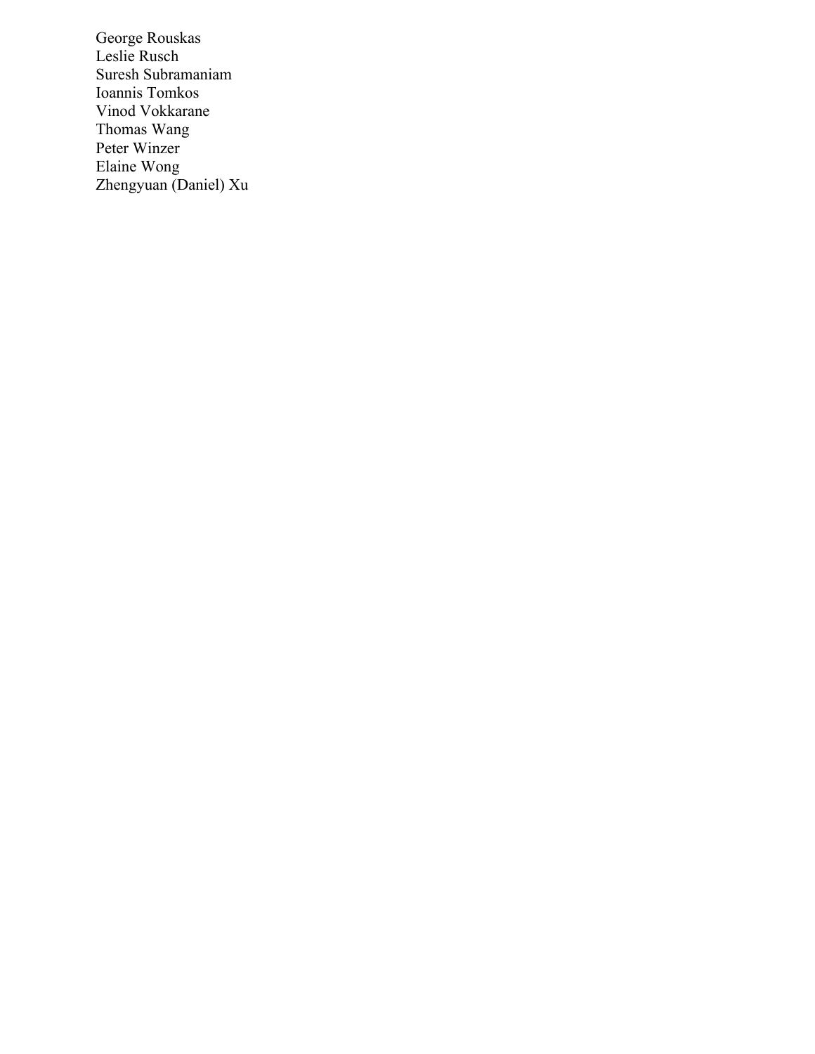George Rouskas
Leslie Rusch
Suresh Subramaniam
Ioannis Tomkos
Vinod Vokkarane
Thomas Wang
Peter Winzer
Elaine Wong
Zhengyuan (Daniel) Xu